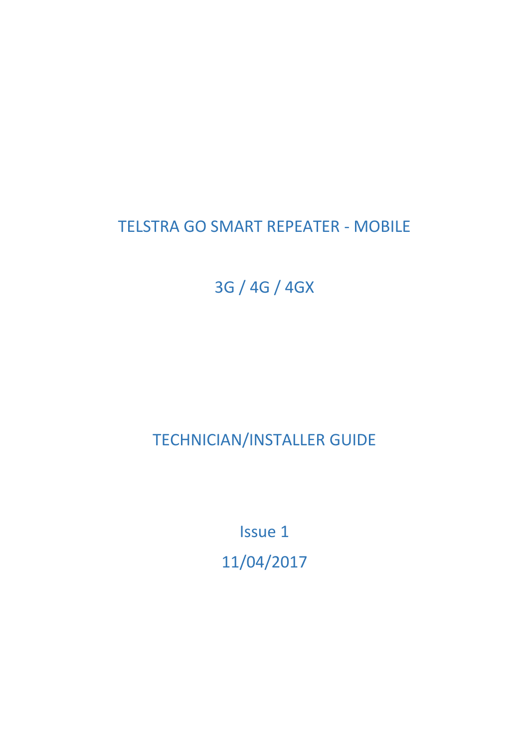# TELSTRA GO SMART REPEATER - MOBILE

3G / 4G / 4GX

TECHNICIAN/INSTALLER GUIDE

Issue 1

11/04/2017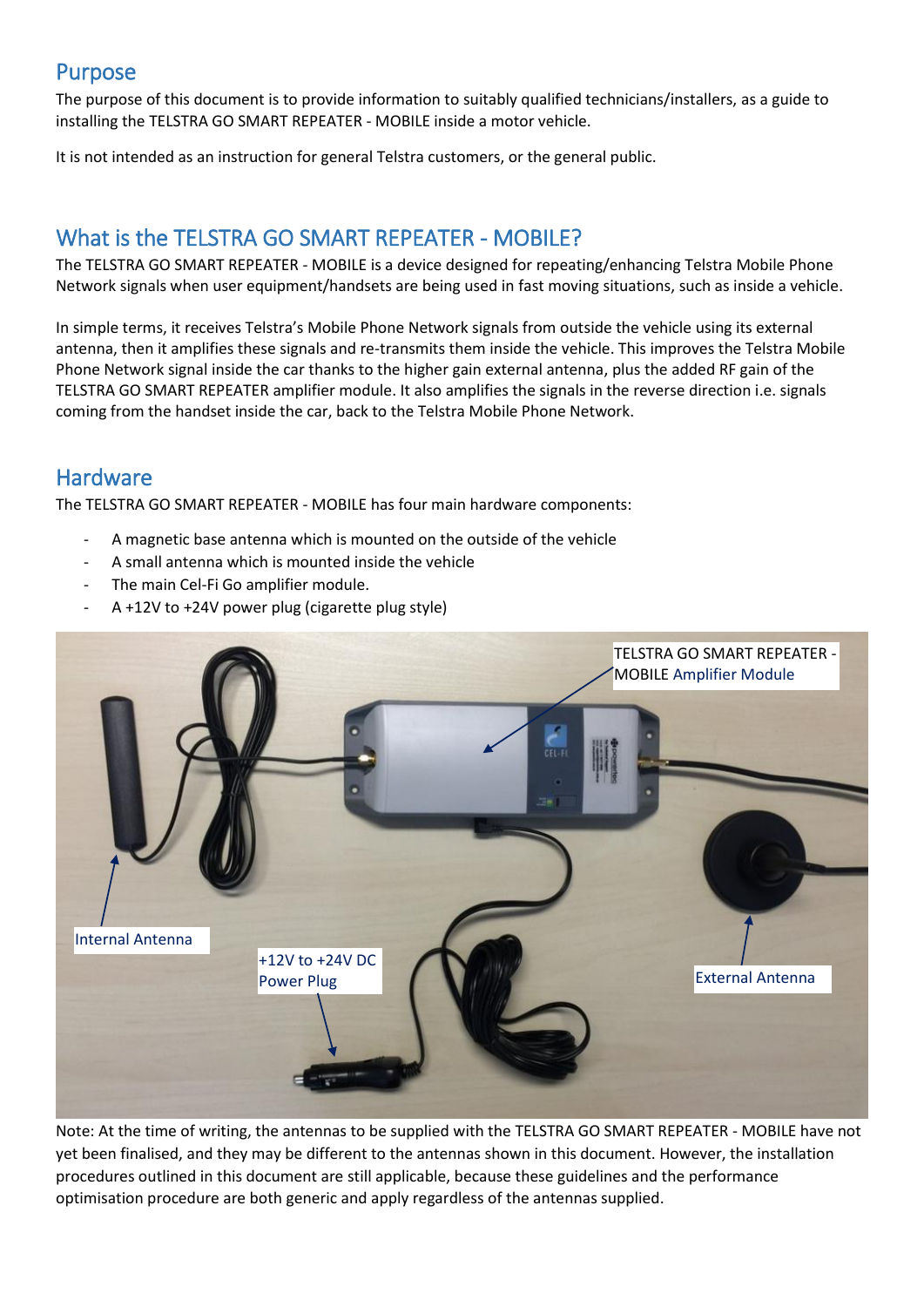## Purpose

The purpose of this document is to provide information to suitably qualified technicians/installers, as a guide to installing the TELSTRA GO SMART REPEATER - MOBILE inside a motor vehicle.

It is not intended as an instruction for general Telstra customers, or the general public.

## What is the TELSTRA GO SMART REPEATER - MOBILE?

The TELSTRA GO SMART REPEATER - MOBILE is a device designed for repeating/enhancing Telstra Mobile Phone Network signals when user equipment/handsets are being used in fast moving situations, such as inside a vehicle.

In simple terms, it receives Telstra's Mobile Phone Network signals from outside the vehicle using its external antenna, then it amplifies these signals and re-transmits them inside the vehicle. This improves the Telstra Mobile Phone Network signal inside the car thanks to the higher gain external antenna, plus the added RF gain of the TELSTRA GO SMART REPEATER amplifier module. It also amplifies the signals in the reverse direction i.e. signals coming from the handset inside the car, back to the Telstra Mobile Phone Network.

## Hardware

The TELSTRA GO SMART REPEATER - MOBILE has four main hardware components:

- A magnetic base antenna which is mounted on the outside of the vehicle
- A small antenna which is mounted inside the vehicle
- The main Cel-Fi Go amplifier module.
- A +12V to +24V power plug (cigarette plug style)

TELSTRA GO SMART REPEATER - MOBILE Amplifier Module

Internal Antenna

+12V to +24V DC Power Plug

External Antenna

Note: At the time of writing, the antennas to be supplied with the TELSTRA GO SMART REPEATER - MOBILE have not yet been finalised, and they may be different to the antennas shown in this document. However, the installation procedures outlined in this document are still applicable, because these guidelines and the performance optimisation procedure are both generic and apply regardless of the antennas supplied.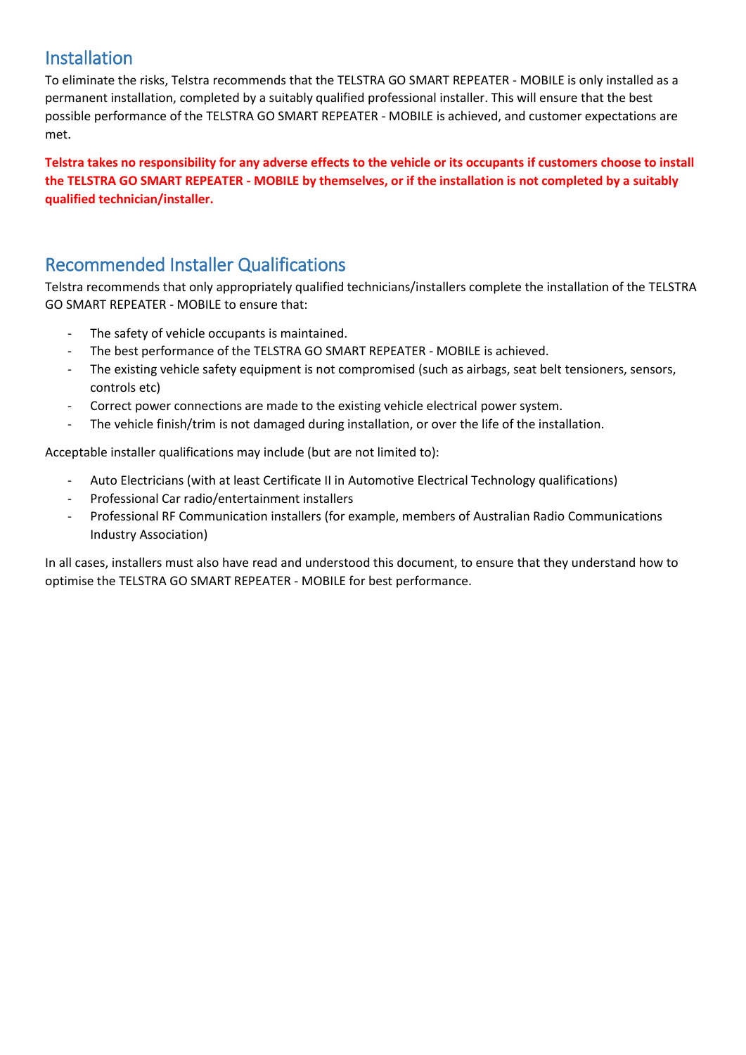## Installation

To eliminate the risks, Telstra recommends that the TELSTRA GO SMART REPEATER - MOBILE is only installed as a permanent installation, completed by a suitably qualified professional installer. This will ensure that the best possible performance of the TELSTRA GO SMART REPEATER - MOBILE is achieved, and customer expectations are met.

**Telstra takes no responsibility for any adverse effects to the vehicle or its occupants if customers choose to install the TELSTRA GO SMART REPEATER - MOBILE by themselves, or if the installation is not completed by a suitably qualified technician/installer.**

## Recommended Installer Qualifications

Telstra recommends that only appropriately qualified technicians/installers complete the installation of the TELSTRA GO SMART REPEATER - MOBILE to ensure that:

- The safety of vehicle occupants is maintained.
- The best performance of the TELSTRA GO SMART REPEATER - MOBILE is achieved.
- The existing vehicle safety equipment is not compromised (such as airbags, seat belt tensioners, sensors, controls etc)
- Correct power connections are made to the existing vehicle electrical power system.
- The vehicle finish/trim is not damaged during installation, or over the life of the installation.

Acceptable installer qualifications may include (but are not limited to):

- Auto Electricians (with at least Certificate II in Automotive Electrical Technology qualifications)
- Professional Car radio/entertainment installers
- Professional RF Communication installers (for example, members of Australian Radio Communications Industry Association)

In all cases, installers must also have read and understood this document, to ensure that they understand how to optimise the TELSTRA GO SMART REPEATER - MOBILE for best performance.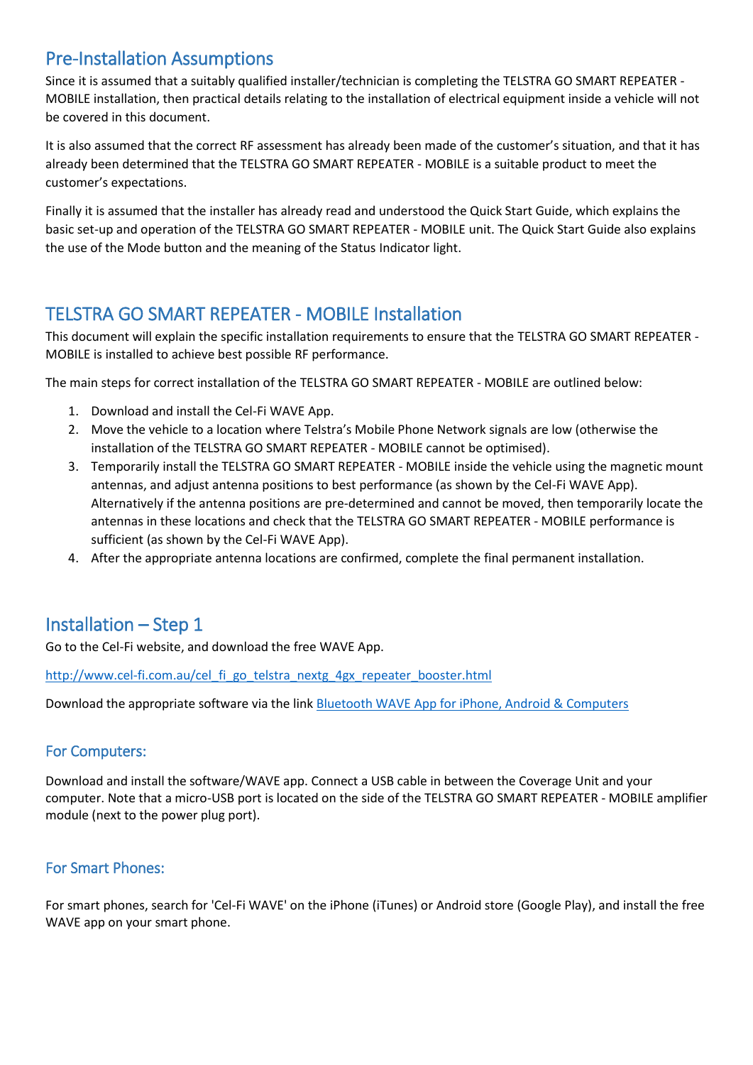## Pre-Installation Assumptions

Since it is assumed that a suitably qualified installer/technician is completing the TELSTRA GO SMART REPEATER - MOBILE installation, then practical details relating to the installation of electrical equipment inside a vehicle will not be covered in this document.

It is also assumed that the correct RF assessment has already been made of the customer's situation, and that it has already been determined that the TELSTRA GO SMART REPEATER - MOBILE is a suitable product to meet the customer's expectations.

Finally it is assumed that the installer has already read and understood the Quick Start Guide, which explains the basic set-up and operation of the TELSTRA GO SMART REPEATER - MOBILE unit. The Quick Start Guide also explains the use of the Mode button and the meaning of the Status Indicator light.

## TELSTRA GO SMART REPEATER - MOBILE Installation

This document will explain the specific installation requirements to ensure that the TELSTRA GO SMART REPEATER - MOBILE is installed to achieve best possible RF performance.

The main steps for correct installation of the TELSTRA GO SMART REPEATER - MOBILE are outlined below:

1. Download and install the Cel-Fi WAVE App.
2. Move the vehicle to a location where Telstra's Mobile Phone Network signals are low (otherwise the installation of the TELSTRA GO SMART REPEATER - MOBILE cannot be optimised).
3. Temporarily install the TELSTRA GO SMART REPEATER - MOBILE inside the vehicle using the magnetic mount antennas, and adjust antenna positions to best performance (as shown by the Cel-Fi WAVE App). Alternatively if the antenna positions are pre-determined and cannot be moved, then temporarily locate the antennas in these locations and check that the TELSTRA GO SMART REPEATER - MOBILE performance is sufficient (as shown by the Cel-Fi WAVE App).
4. After the appropriate antenna locations are confirmed, complete the final permanent installation.

## Installation – Step 1

Go to the Cel-Fi website, and download the free WAVE App.

http://www.cel-fi.com.au/cel_fi_go_telstra_nextg_4gx_repeater_booster.html

Download the appropriate software via the link Bluetooth WAVE App for iPhone, Android & Computers

### For Computers:

Download and install the software/WAVE app. Connect a USB cable in between the Coverage Unit and your computer. Note that a micro-USB port is located on the side of the TELSTRA GO SMART REPEATER - MOBILE amplifier module (next to the power plug port).

### For Smart Phones:

For smart phones, search for 'Cel-Fi WAVE' on the iPhone (iTunes) or Android store (Google Play), and install the free WAVE app on your smart phone.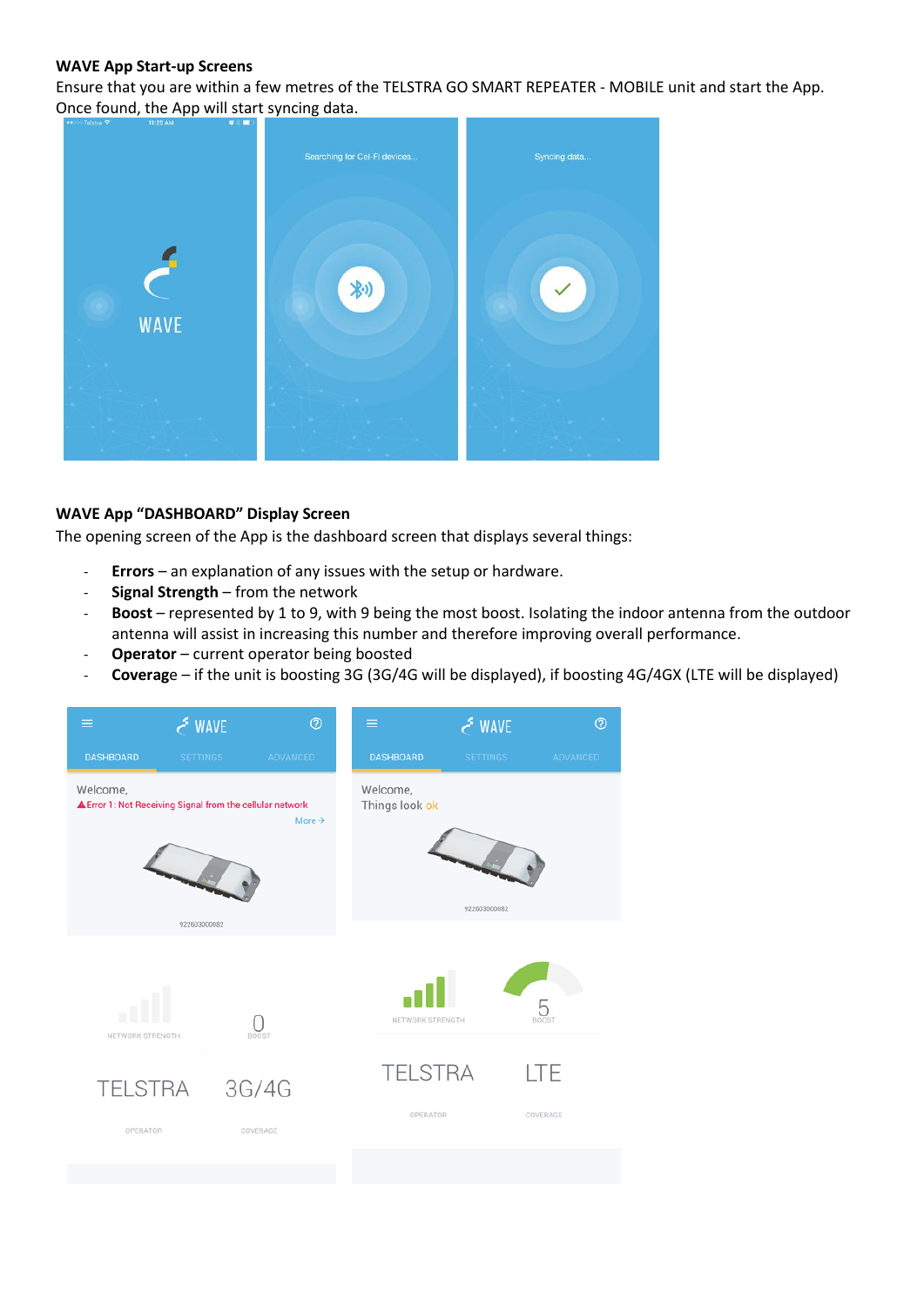**WAVE App Start-up Screens**

Ensure that you are within a few metres of the TELSTRA GO SMART REPEATER - MOBILE unit and start the App. Once found, the App will start syncing data.

**WAVE App "DASHBOARD" Display Screen**

The opening screen of the App is the dashboard screen that displays several things:

- **Errors** – an explanation of any issues with the setup or hardware.
- **Signal Strength** – from the network
- **Boost** – represented by 1 to 9, with 9 being the most boost. Isolating the indoor antenna from the outdoor antenna will assist in increasing this number and therefore improving overall performance.
- **Operator** – current operator being boosted
- **Coverage** – if the unit is boosting 3G (3G/4G will be displayed), if boosting 4G/4GX (LTE will be displayed)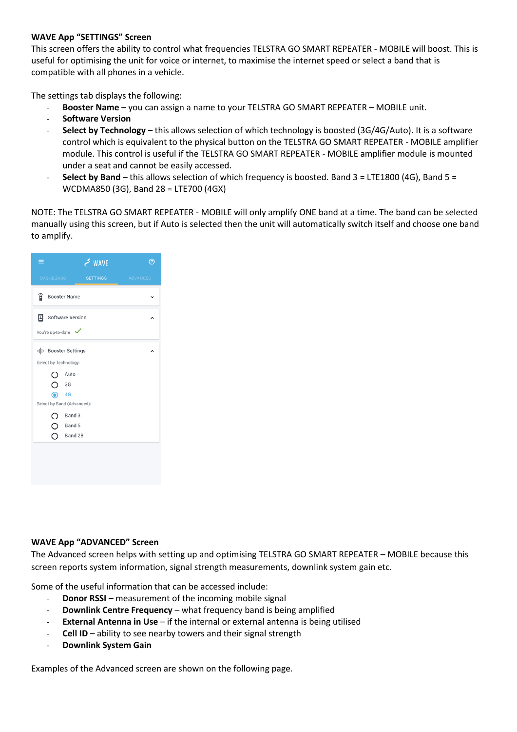**WAVE App "SETTINGS" Screen**

This screen offers the ability to control what frequencies TELSTRA GO SMART REPEATER - MOBILE will boost. This is useful for optimising the unit for voice or internet, to maximise the internet speed or select a band that is compatible with all phones in a vehicle.

The settings tab displays the following:

- **Booster Name** – you can assign a name to your TELSTRA GO SMART REPEATER – MOBILE unit.
- **Software Version**
- **Select by Technology** – this allows selection of which technology is boosted (3G/4G/Auto). It is a software control which is equivalent to the physical button on the TELSTRA GO SMART REPEATER - MOBILE amplifier module. This control is useful if the TELSTRA GO SMART REPEATER - MOBILE amplifier module is mounted under a seat and cannot be easily accessed.
- **Select by Band** – this allows selection of which frequency is boosted. Band 3 = LTE1800 (4G), Band 5 = WCDMA850 (3G), Band 28 = LTE700 (4GX)

NOTE: The TELSTRA GO SMART REPEATER - MOBILE will only amplify ONE band at a time. The band can be selected manually using this screen, but if Auto is selected then the unit will automatically switch itself and choose one band to amplify.

WAVE

DASHBOARD | SETTINGS | ADVANCED

Booster Name

Software Version

You're up-to-date

Booster Settings

Select by Technology:

- Auto
- 3G
- 4G

Select by Band (Advanced):

- Band 3
- Band 5
- Band 28

**WAVE App "ADVANCED" Screen**

The Advanced screen helps with setting up and optimising TELSTRA GO SMART REPEATER – MOBILE because this screen reports system information, signal strength measurements, downlink system gain etc.

Some of the useful information that can be accessed include:

- **Donor RSSI** – measurement of the incoming mobile signal
- **Downlink Centre Frequency** – what frequency band is being amplified
- **External Antenna in Use** – if the internal or external antenna is being utilised
- **Cell ID** – ability to see nearby towers and their signal strength
- **Downlink System Gain**

Examples of the Advanced screen are shown on the following page.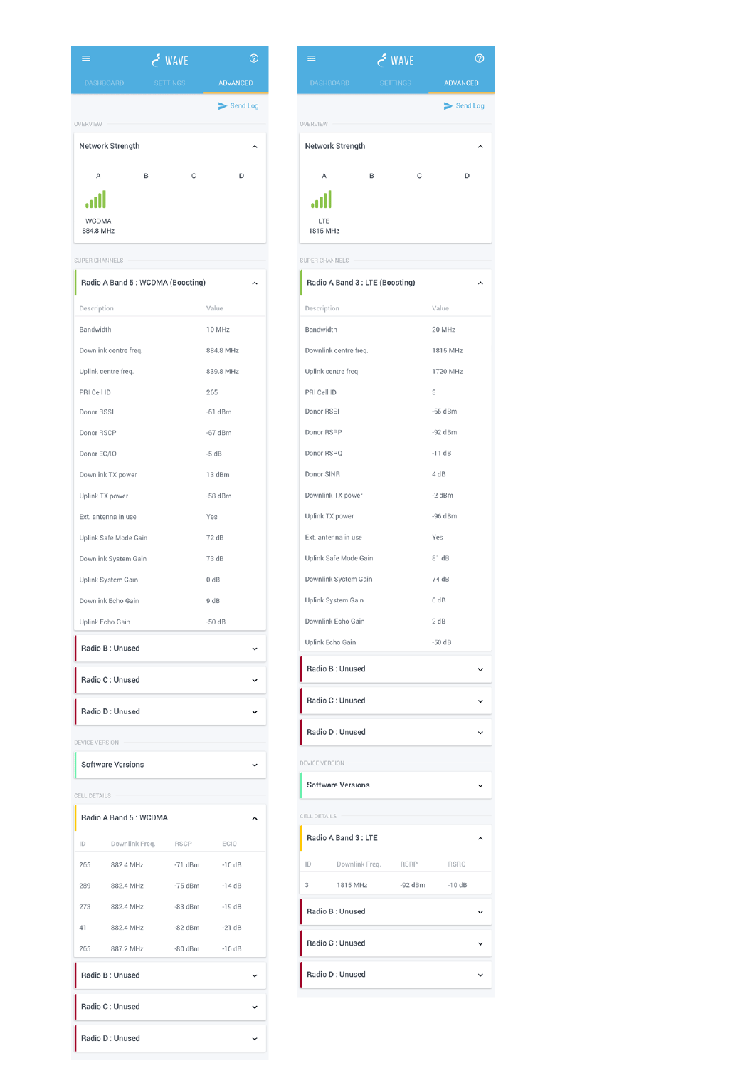WAVE

DASHBOARD | SETTINGS | ADVANCED

Send Log

OVERVIEW

**Network Strength**

| A | B | C | D |
|---|---|---|---|
| WCDMA 884.8 MHz | | | |

SUPER CHANNELS

**Radio A Band 5 : WCDMA (Boosting)**

| Description | Value |
|---|---|
| Bandwidth | 10 MHz |
| Downlink centre freq. | 884.8 MHz |
| Uplink centre freq. | 839.8 MHz |
| PRI Cell ID | 265 |
| Donor RSSI | -51 dBm |
| Donor RSCP | -67 dBm |
| Donor EC/IO | -5 dB |
| Downlink TX power | 13 dBm |
| Uplink TX power | -58 dBm |
| Ext. antenna in use | Yes |
| Uplink Safe Mode Gain | 72 dB |
| Downlink System Gain | 73 dB |
| Uplink System Gain | 0 dB |
| Downlink Echo Gain | 9 dB |
| Uplink Echo Gain | -50 dB |

**Radio B : Unused**

**Radio C : Unused**

**Radio D : Unused**

DEVICE VERSION

**Software Versions**

CELL DETAILS

**Radio A Band 5 : WCDMA**

| ID | Downlink Freq. | RSCP | ECIO |
|---|---|---|---|
| 255 | 882.4 MHz | -71 dBm | -10 dB |
| 289 | 882.4 MHz | -75 dBm | -14 dB |
| 273 | 882.4 MHz | -83 dBm | -19 dB |
| 41 | 882.4 MHz | -82 dBm | -21 dB |
| 255 | 887.2 MHz | -80 dBm | -16 dB |

**Radio B : Unused**

**Radio C : Unused**

**Radio D : Unused**

WAVE

DASHBOARD | SETTINGS | ADVANCED

Send Log

OVERVIEW

**Network Strength**

| A | B | C | D |
|---|---|---|---|
| LTE 1815 MHz | | | |

SUPER CHANNELS

**Radio A Band 3 : LTE (Boosting)**

| Description | Value |
|---|---|
| Bandwidth | 20 MHz |
| Downlink centre freq. | 1815 MHz |
| Uplink centre freq. | 1720 MHz |
| PRI Cell ID | 3 |
| Donor RSSI | -55 dBm |
| Donor RSRP | -92 dBm |
| Donor RSRQ | -11 dB |
| Donor SINR | 4 dB |
| Downlink TX power | -2 dBm |
| Uplink TX power | -96 dBm |
| Ext. antenna in use | Yes |
| Uplink Safe Mode Gain | 81 dB |
| Downlink System Gain | 74 dB |
| Uplink System Gain | 0 dB |
| Downlink Echo Gain | 2 dB |
| Uplink Echo Gain | -50 dB |

**Radio B : Unused**

**Radio C : Unused**

**Radio D : Unused**

DEVICE VERSION

**Software Versions**

CELL DETAILS

**Radio A Band 3 : LTE**

| ID | Downlink Freq. | RSRP | RSRQ |
|---|---|---|---|
| 3 | 1815 MHz | -92 dBm | -10 dB |

**Radio B : Unused**

**Radio C : Unused**

**Radio D : Unused**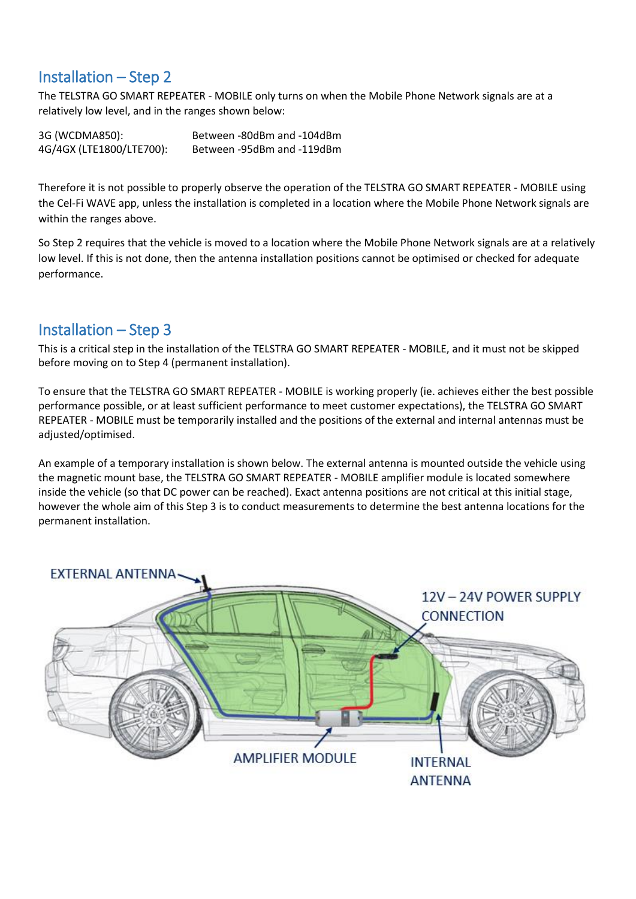## Installation – Step 2

The TELSTRA GO SMART REPEATER - MOBILE only turns on when the Mobile Phone Network signals are at a relatively low level, and in the ranges shown below:

| | |
|---|---|
| 3G (WCDMA850): | Between -80dBm and -104dBm |
| 4G/4GX (LTE1800/LTE700): | Between -95dBm and -119dBm |

Therefore it is not possible to properly observe the operation of the TELSTRA GO SMART REPEATER - MOBILE using the Cel-Fi WAVE app, unless the installation is completed in a location where the Mobile Phone Network signals are within the ranges above.

So Step 2 requires that the vehicle is moved to a location where the Mobile Phone Network signals are at a relatively low level. If this is not done, then the antenna installation positions cannot be optimised or checked for adequate performance.

## Installation – Step 3

This is a critical step in the installation of the TELSTRA GO SMART REPEATER - MOBILE, and it must not be skipped before moving on to Step 4 (permanent installation).

To ensure that the TELSTRA GO SMART REPEATER - MOBILE is working properly (ie. achieves either the best possible performance possible, or at least sufficient performance to meet customer expectations), the TELSTRA GO SMART REPEATER - MOBILE must be temporarily installed and the positions of the external and internal antennas must be adjusted/optimised.

An example of a temporary installation is shown below. The external antenna is mounted outside the vehicle using the magnetic mount base, the TELSTRA GO SMART REPEATER - MOBILE amplifier module is located somewhere inside the vehicle (so that DC power can be reached). Exact antenna positions are not critical at this initial stage, however the whole aim of this Step 3 is to conduct measurements to determine the best antenna locations for the permanent installation.

EXTERNAL ANTENNA

12V – 24V POWER SUPPLY CONNECTION

AMPLIFIER MODULE

INTERNAL ANTENNA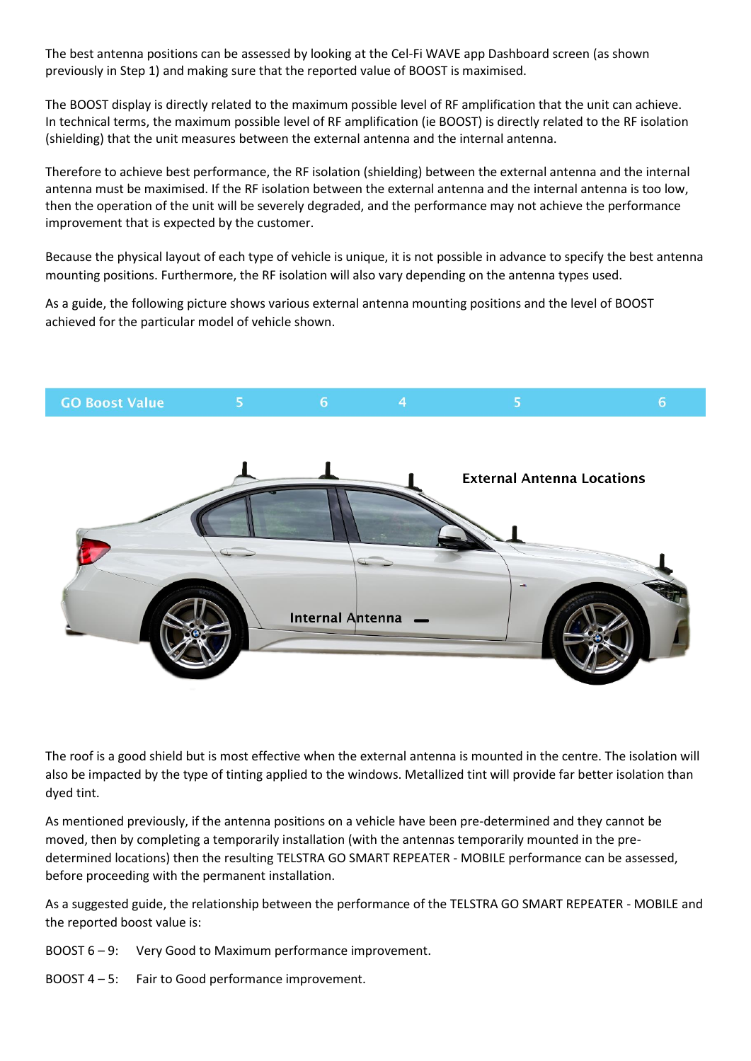The best antenna positions can be assessed by looking at the Cel-Fi WAVE app Dashboard screen (as shown previously in Step 1) and making sure that the reported value of BOOST is maximised.

The BOOST display is directly related to the maximum possible level of RF amplification that the unit can achieve. In technical terms, the maximum possible level of RF amplification (ie BOOST) is directly related to the RF isolation (shielding) that the unit measures between the external antenna and the internal antenna.

Therefore to achieve best performance, the RF isolation (shielding) between the external antenna and the internal antenna must be maximised. If the RF isolation between the external antenna and the internal antenna is too low, then the operation of the unit will be severely degraded, and the performance may not achieve the performance improvement that is expected by the customer.

Because the physical layout of each type of vehicle is unique, it is not possible in advance to specify the best antenna mounting positions. Furthermore, the RF isolation will also vary depending on the antenna types used.

As a guide, the following picture shows various external antenna mounting positions and the level of BOOST achieved for the particular model of vehicle shown.

| GO Boost Value | 5 | 6 | 4 | 5 | 6 |
|---|---|---|---|---|---|

External Antenna Locations

Internal Antenna

The roof is a good shield but is most effective when the external antenna is mounted in the centre. The isolation will also be impacted by the type of tinting applied to the windows. Metallized tint will provide far better isolation than dyed tint.

As mentioned previously, if the antenna positions on a vehicle have been pre-determined and they cannot be moved, then by completing a temporarily installation (with the antennas temporarily mounted in the pre-determined locations) then the resulting TELSTRA GO SMART REPEATER - MOBILE performance can be assessed, before proceeding with the permanent installation.

As a suggested guide, the relationship between the performance of the TELSTRA GO SMART REPEATER - MOBILE and the reported boost value is:

BOOST 6 – 9: Very Good to Maximum performance improvement.

BOOST 4 – 5: Fair to Good performance improvement.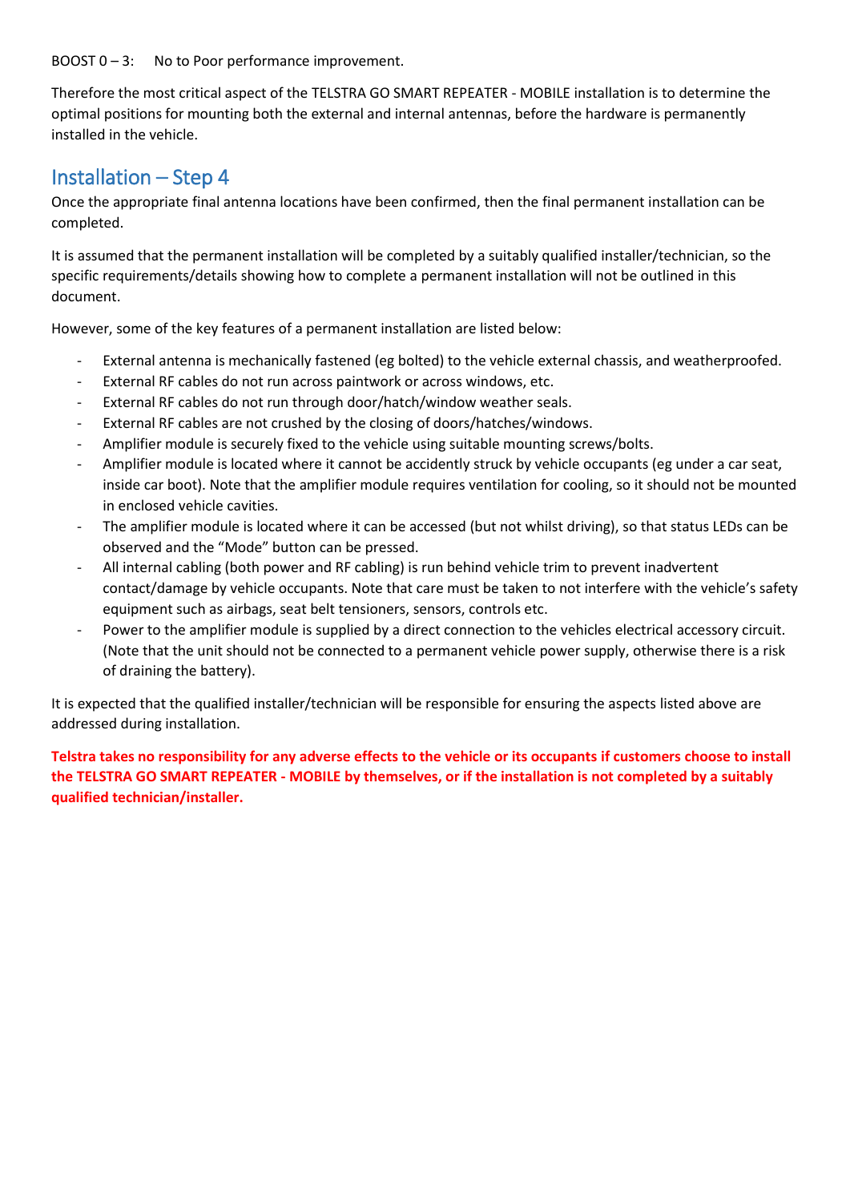BOOST 0 – 3:  No to Poor performance improvement.

Therefore the most critical aspect of the TELSTRA GO SMART REPEATER - MOBILE installation is to determine the optimal positions for mounting both the external and internal antennas, before the hardware is permanently installed in the vehicle.

## Installation – Step 4

Once the appropriate final antenna locations have been confirmed, then the final permanent installation can be completed.

It is assumed that the permanent installation will be completed by a suitably qualified installer/technician, so the specific requirements/details showing how to complete a permanent installation will not be outlined in this document.

However, some of the key features of a permanent installation are listed below:

- External antenna is mechanically fastened (eg bolted) to the vehicle external chassis, and weatherproofed.
- External RF cables do not run across paintwork or across windows, etc.
- External RF cables do not run through door/hatch/window weather seals.
- External RF cables are not crushed by the closing of doors/hatches/windows.
- Amplifier module is securely fixed to the vehicle using suitable mounting screws/bolts.
- Amplifier module is located where it cannot be accidently struck by vehicle occupants (eg under a car seat, inside car boot). Note that the amplifier module requires ventilation for cooling, so it should not be mounted in enclosed vehicle cavities.
- The amplifier module is located where it can be accessed (but not whilst driving), so that status LEDs can be observed and the "Mode" button can be pressed.
- All internal cabling (both power and RF cabling) is run behind vehicle trim to prevent inadvertent contact/damage by vehicle occupants. Note that care must be taken to not interfere with the vehicle's safety equipment such as airbags, seat belt tensioners, sensors, controls etc.
- Power to the amplifier module is supplied by a direct connection to the vehicles electrical accessory circuit. (Note that the unit should not be connected to a permanent vehicle power supply, otherwise there is a risk of draining the battery).

It is expected that the qualified installer/technician will be responsible for ensuring the aspects listed above are addressed during installation.

**Telstra takes no responsibility for any adverse effects to the vehicle or its occupants if customers choose to install the TELSTRA GO SMART REPEATER - MOBILE by themselves, or if the installation is not completed by a suitably qualified technician/installer.**